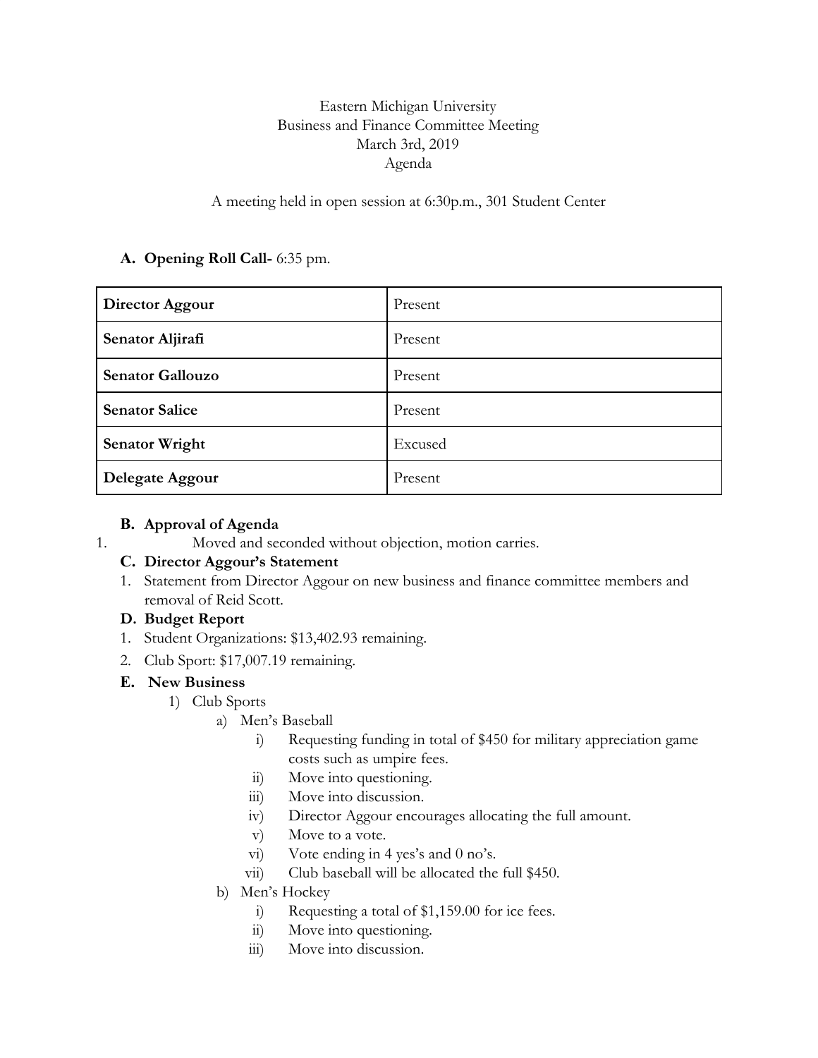Eastern Michigan University
Business and Finance Committee Meeting
March 3rd, 2019
Agenda

A meeting held in open session at 6:30p.m., 301 Student Center

**A. Opening Roll Call-** 6:35 pm.

| **Director Aggour** | Present |
|---|---|
| **Senator Aljirafi** | Present |
| **Senator Gallouzo** | Present |
| **Senator Salice** | Present |
| **Senator Wright** | Excused |
| **Delegate Aggour** | Present |

**B. Approval of Agenda**

1. Moved and seconded without objection, motion carries.

**C. Director Aggour's Statement**

1. Statement from Director Aggour on new business and finance committee members and removal of Reid Scott.

**D. Budget Report**

1. Student Organizations: $13,402.93 remaining.
2. Club Sport: $17,007.19 remaining.

**E. New Business**

1) Club Sports
   a) Men's Baseball
      i) Requesting funding in total of $450 for military appreciation game costs such as umpire fees.
      ii) Move into questioning.
      iii) Move into discussion.
      iv) Director Aggour encourages allocating the full amount.
      v) Move to a vote.
      vi) Vote ending in 4 yes's and 0 no's.
      vii) Club baseball will be allocated the full $450.
   b) Men's Hockey
      i) Requesting a total of $1,159.00 for ice fees.
      ii) Move into questioning.
      iii) Move into discussion.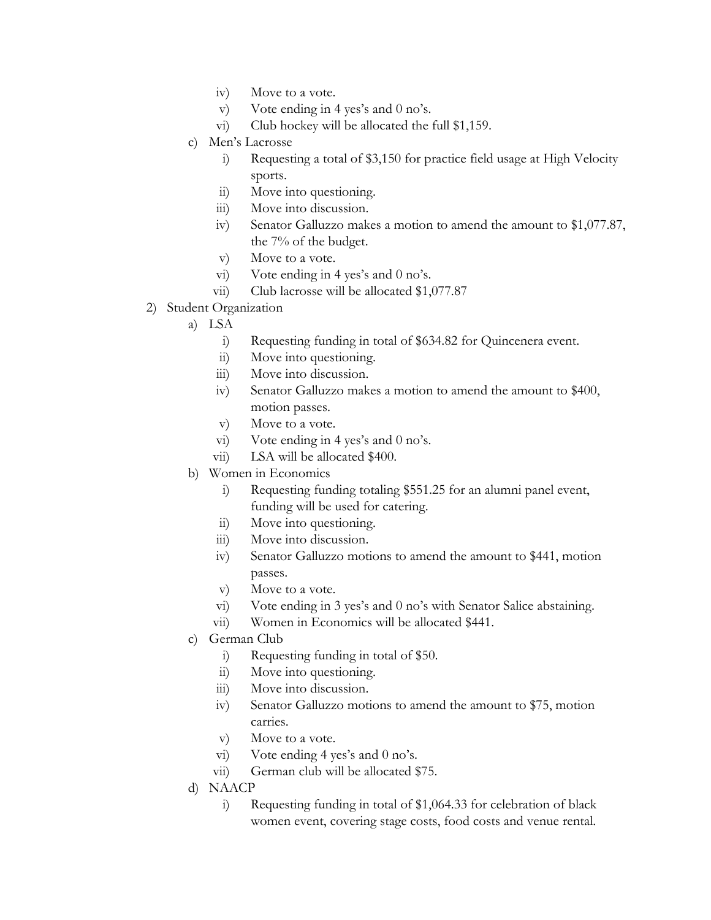iv) Move to a vote.
v) Vote ending in 4 yes's and 0 no's.
vi) Club hockey will be allocated the full $1,159.

c) Men's Lacrosse
   i) Requesting a total of $3,150 for practice field usage at High Velocity sports.
   ii) Move into questioning.
   iii) Move into discussion.
   iv) Senator Galluzzo makes a motion to amend the amount to $1,077.87, the 7% of the budget.
   v) Move to a vote.
   vi) Vote ending in 4 yes's and 0 no's.
   vii) Club lacrosse will be allocated $1,077.87

2) Student Organization
   a) LSA
      i) Requesting funding in total of $634.82 for Quincenera event.
      ii) Move into questioning.
      iii) Move into discussion.
      iv) Senator Galluzzo makes a motion to amend the amount to $400, motion passes.
      v) Move to a vote.
      vi) Vote ending in 4 yes's and 0 no's.
      vii) LSA will be allocated $400.
   b) Women in Economics
      i) Requesting funding totaling $551.25 for an alumni panel event, funding will be used for catering.
      ii) Move into questioning.
      iii) Move into discussion.
      iv) Senator Galluzzo motions to amend the amount to $441, motion passes.
      v) Move to a vote.
      vi) Vote ending in 3 yes's and 0 no's with Senator Salice abstaining.
      vii) Women in Economics will be allocated $441.
   c) German Club
      i) Requesting funding in total of $50.
      ii) Move into questioning.
      iii) Move into discussion.
      iv) Senator Galluzzo motions to amend the amount to $75, motion carries.
      v) Move to a vote.
      vi) Vote ending 4 yes's and 0 no's.
      vii) German club will be allocated $75.
   d) NAACP
      i) Requesting funding in total of $1,064.33 for celebration of black women event, covering stage costs, food costs and venue rental.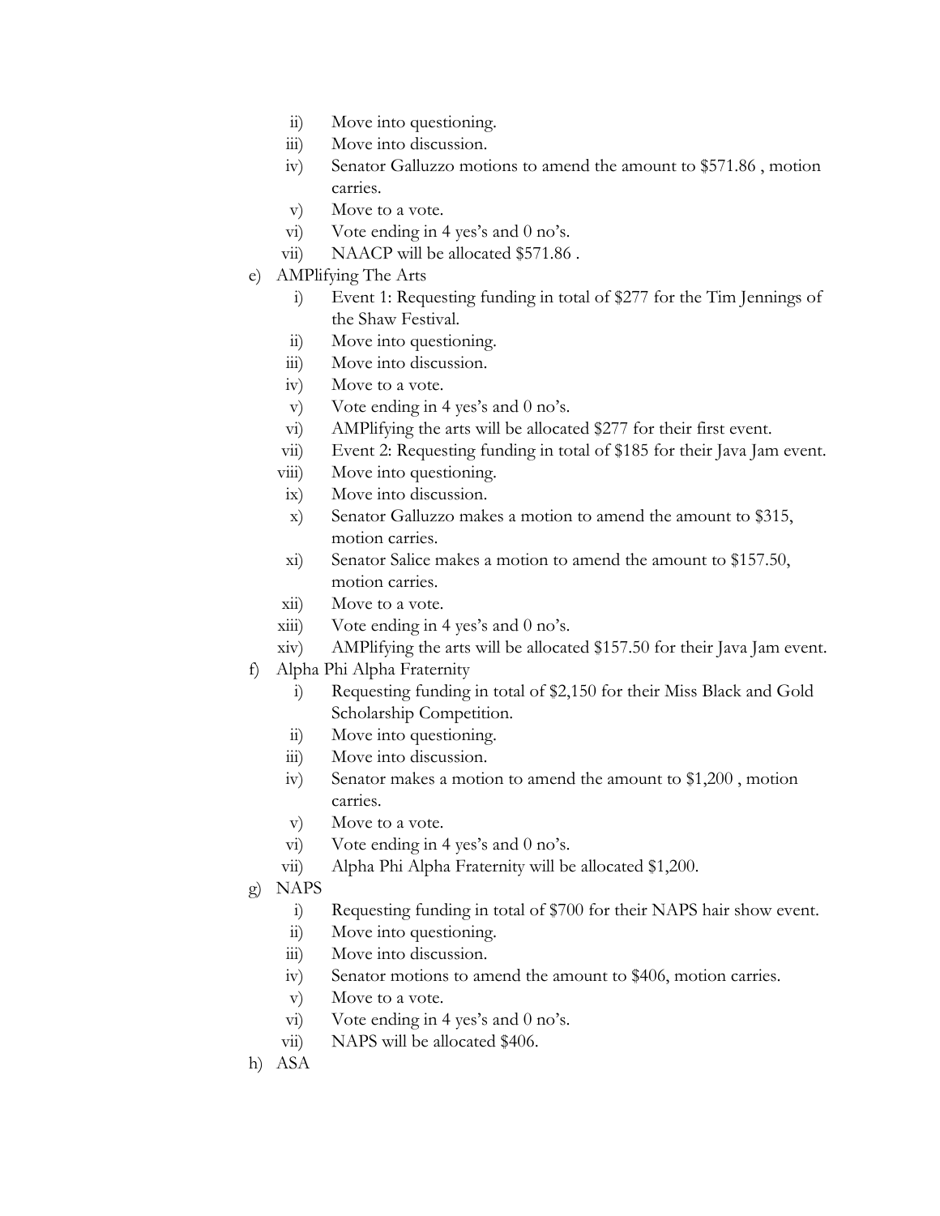ii) Move into questioning.
iii) Move into discussion.
iv) Senator Galluzzo motions to amend the amount to $571.86 , motion carries.
v) Move to a vote.
vi) Vote ending in 4 yes's and 0 no's.
vii) NAACP will be allocated $571.86 .

e) AMPlifying The Arts
   i) Event 1: Requesting funding in total of $277 for the Tim Jennings of the Shaw Festival.
   ii) Move into questioning.
   iii) Move into discussion.
   iv) Move to a vote.
   v) Vote ending in 4 yes's and 0 no's.
   vi) AMPlifying the arts will be allocated $277 for their first event.
   vii) Event 2: Requesting funding in total of $185 for their Java Jam event.
   viii) Move into questioning.
   ix) Move into discussion.
   x) Senator Galluzzo makes a motion to amend the amount to $315, motion carries.
   xi) Senator Salice makes a motion to amend the amount to $157.50, motion carries.
   xii) Move to a vote.
   xiii) Vote ending in 4 yes's and 0 no's.
   xiv) AMPlifying the arts will be allocated $157.50 for their Java Jam event.

f) Alpha Phi Alpha Fraternity
   i) Requesting funding in total of $2,150 for their Miss Black and Gold Scholarship Competition.
   ii) Move into questioning.
   iii) Move into discussion.
   iv) Senator makes a motion to amend the amount to $1,200 , motion carries.
   v) Move to a vote.
   vi) Vote ending in 4 yes's and 0 no's.
   vii) Alpha Phi Alpha Fraternity will be allocated $1,200.

g) NAPS
   i) Requesting funding in total of $700 for their NAPS hair show event.
   ii) Move into questioning.
   iii) Move into discussion.
   iv) Senator motions to amend the amount to $406, motion carries.
   v) Move to a vote.
   vi) Vote ending in 4 yes's and 0 no's.
   vii) NAPS will be allocated $406.

h) ASA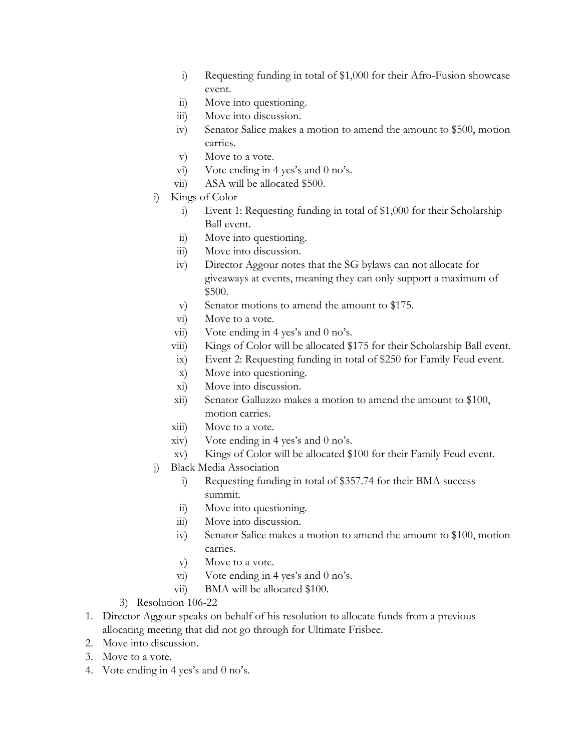i) Requesting funding in total of $1,000 for their Afro-Fusion showcase event.
ii) Move into questioning.
iii) Move into discussion.
iv) Senator Salice makes a motion to amend the amount to $500, motion carries.
v) Move to a vote.
vi) Vote ending in 4 yes's and 0 no's.
vii) ASA will be allocated $500.

i) Kings of Color
   i) Event 1: Requesting funding in total of $1,000 for their Scholarship Ball event.
   ii) Move into questioning.
   iii) Move into discussion.
   iv) Director Aggour notes that the SG bylaws can not allocate for giveaways at events, meaning they can only support a maximum of $500.
   v) Senator motions to amend the amount to $175.
   vi) Move to a vote.
   vii) Vote ending in 4 yes's and 0 no's.
   viii) Kings of Color will be allocated $175 for their Scholarship Ball event.
   ix) Event 2: Requesting funding in total of $250 for Family Feud event.
   x) Move into questioning.
   xi) Move into discussion.
   xii) Senator Galluzzo makes a motion to amend the amount to $100, motion carries.
   xiii) Move to a vote.
   xiv) Vote ending in 4 yes's and 0 no's.
   xv) Kings of Color will be allocated $100 for their Family Feud event.

j) Black Media Association
   i) Requesting funding in total of $357.74 for their BMA success summit.
   ii) Move into questioning.
   iii) Move into discussion.
   iv) Senator Salice makes a motion to amend the amount to $100, motion carries.
   v) Move to a vote.
   vi) Vote ending in 4 yes's and 0 no's.
   vii) BMA will be allocated $100.

3) Resolution 106-22

1. Director Aggour speaks on behalf of his resolution to allocate funds from a previous allocating meeting that did not go through for Ultimate Frisbee.
2. Move into discussion.
3. Move to a vote.
4. Vote ending in 4 yes's and 0 no's.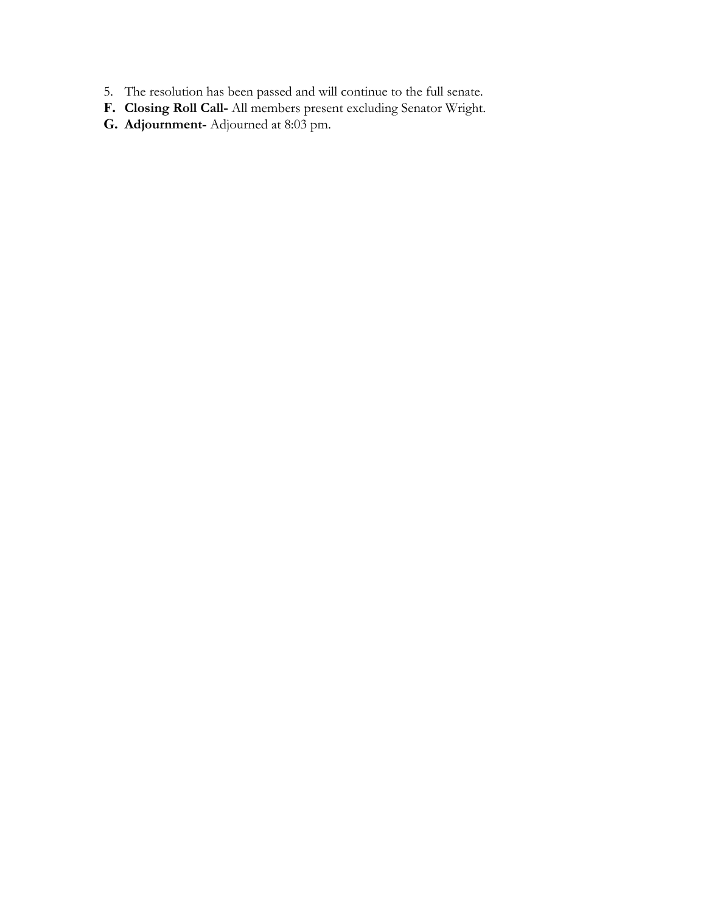5. The resolution has been passed and will continue to the full senate.

**F. Closing Roll Call-** All members present excluding Senator Wright.

**G. Adjournment-** Adjourned at 8:03 pm.